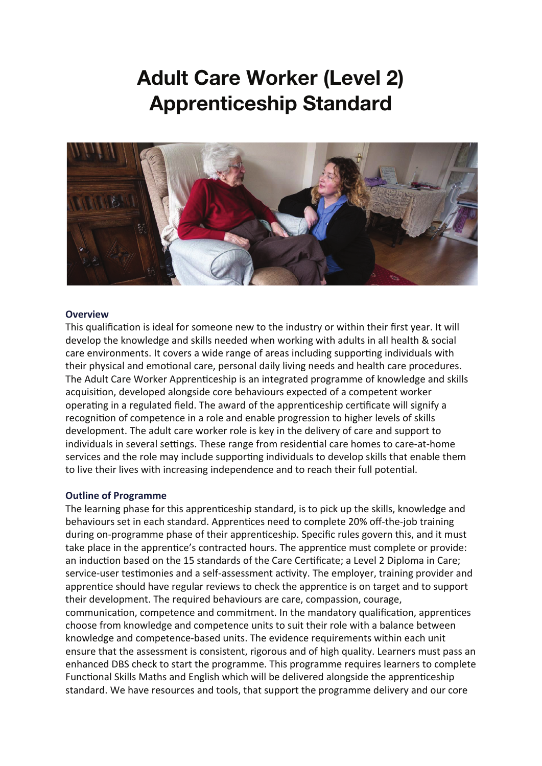# Adult Care Worker (Level 2) Apprenticeship Standard

**Overview**

This qualification is ideal for someone new to the industry or within their first year. It will develop the knowledge and skills needed when working with adults in all health & social care environments. It covers a wide range of areas including supporting individuals with their physical and emotional care, personal daily living needs and health care procedures. The Adult Care Worker Apprenticeship is an integrated programme of knowledge and skills acquisition, developed alongside core behaviours expected of a competent worker operating in a regulated field. The award of the apprenticeship certificate will signify a recognition of competence in a role and enable progression to higher levels of skills development. The adult care worker role is key in the delivery of care and support to individuals in several settings. These range from residential care homes to care-at-home services and the role may include supporting individuals to develop skills that enable them to live their lives with increasing independence and to reach their full potential.

**Outline of Programme**

The learning phase for this apprenticeship standard, is to pick up the skills, knowledge and behaviours set in each standard. Apprentices need to complete 20% off-the-job training during on-programme phase of their apprenticeship. Specific rules govern this, and it must take place in the apprentice's contracted hours. The apprentice must complete or provide: an induction based on the 15 standards of the Care Certificate; a Level 2 Diploma in Care; service-user testimonies and a self-assessment activity. The employer, training provider and apprentice should have regular reviews to check the apprentice is on target and to support their development. The required behaviours are care, compassion, courage, communication, competence and commitment. In the mandatory qualification, apprentices choose from knowledge and competence units to suit their role with a balance between knowledge and competence-based units. The evidence requirements within each unit ensure that the assessment is consistent, rigorous and of high quality. Learners must pass an enhanced DBS check to start the programme. This programme requires learners to complete Functional Skills Maths and English which will be delivered alongside the apprenticeship standard. We have resources and tools, that support the programme delivery and our core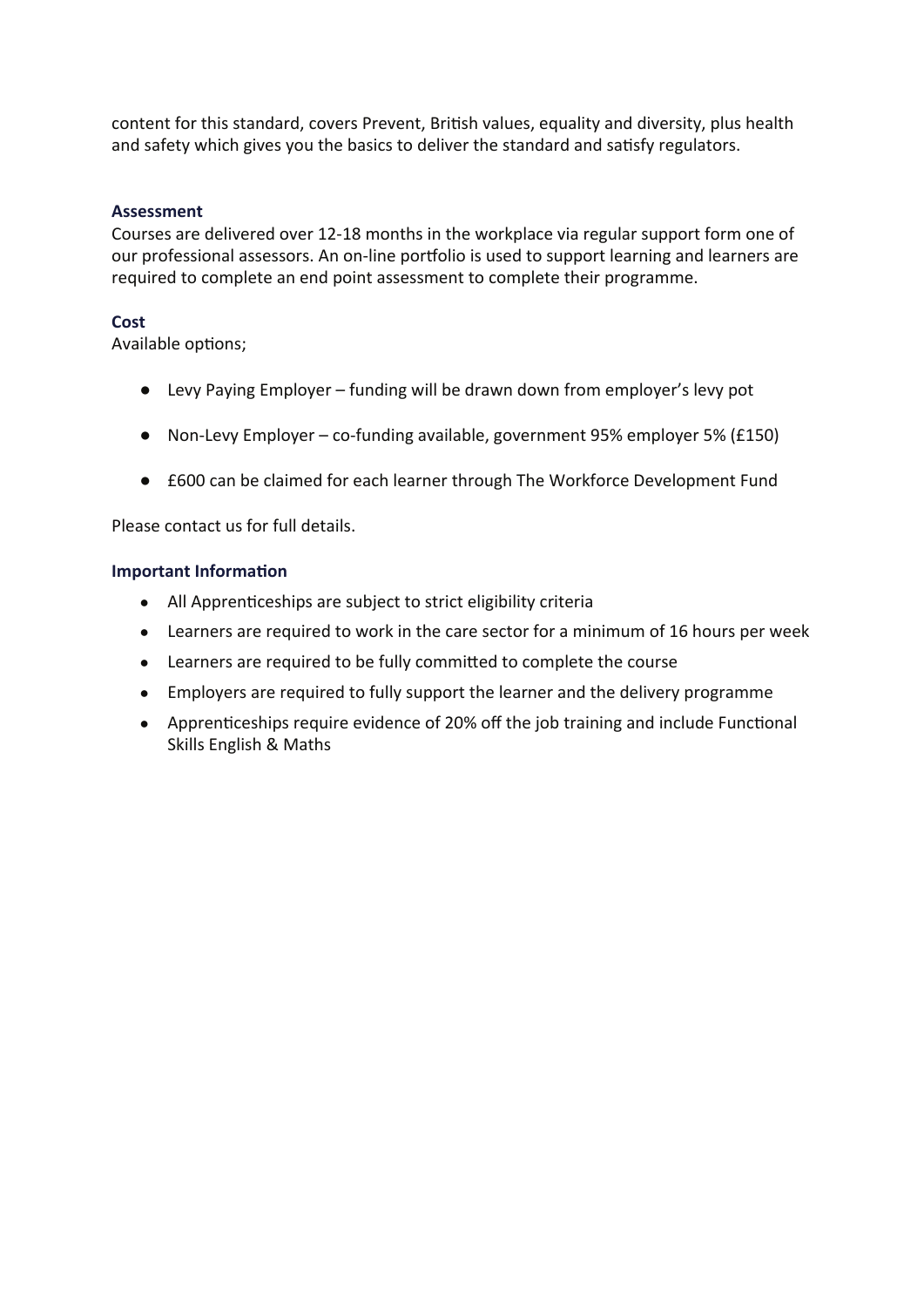content for this standard, covers Prevent, British values, equality and diversity, plus health and safety which gives you the basics to deliver the standard and satisfy regulators.

**Assessment**
Courses are delivered over 12-18 months in the workplace via regular support form one of our professional assessors. An on-line portfolio is used to support learning and learners are required to complete an end point assessment to complete their programme.

**Cost**
Available options;

- Levy Paying Employer – funding will be drawn down from employer's levy pot
- Non-Levy Employer – co-funding available, government 95% employer 5% (£150)
- £600 can be claimed for each learner through The Workforce Development Fund

Please contact us for full details.

**Important Information**

- All Apprenticeships are subject to strict eligibility criteria
- Learners are required to work in the care sector for a minimum of 16 hours per week
- Learners are required to be fully committed to complete the course
- Employers are required to fully support the learner and the delivery programme
- Apprenticeships require evidence of 20% off the job training and include Functional Skills English & Maths